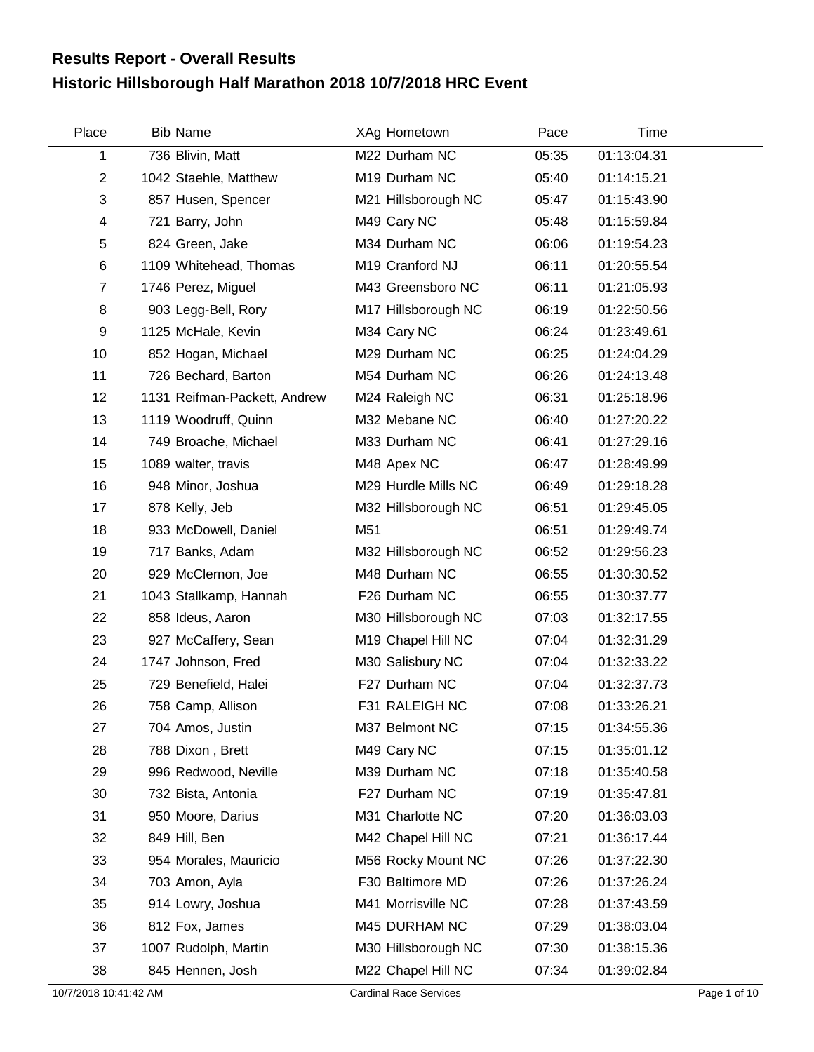# Results Report - Overall Results

## Historic Hillsborough Half Marathon 2018 10/7/2018 HRC Event

| Place | Bib | Name | XAg | Hometown | Pace | Time |
|---|---|---|---|---|---|---|
| 1 | 736 | Blivin, Matt | M22 | Durham NC | 05:35 | 01:13:04.31 |
| 2 | 1042 | Staehle, Matthew | M19 | Durham NC | 05:40 | 01:14:15.21 |
| 3 | 857 | Husen, Spencer | M21 | Hillsborough NC | 05:47 | 01:15:43.90 |
| 4 | 721 | Barry, John | M49 | Cary NC | 05:48 | 01:15:59.84 |
| 5 | 824 | Green, Jake | M34 | Durham NC | 06:06 | 01:19:54.23 |
| 6 | 1109 | Whitehead, Thomas | M19 | Cranford NJ | 06:11 | 01:20:55.54 |
| 7 | 1746 | Perez, Miguel | M43 | Greensboro NC | 06:11 | 01:21:05.93 |
| 8 | 903 | Legg-Bell, Rory | M17 | Hillsborough NC | 06:19 | 01:22:50.56 |
| 9 | 1125 | McHale, Kevin | M34 | Cary NC | 06:24 | 01:23:49.61 |
| 10 | 852 | Hogan, Michael | M29 | Durham NC | 06:25 | 01:24:04.29 |
| 11 | 726 | Bechard, Barton | M54 | Durham NC | 06:26 | 01:24:13.48 |
| 12 | 1131 | Reifman-Packett, Andrew | M24 | Raleigh NC | 06:31 | 01:25:18.96 |
| 13 | 1119 | Woodruff, Quinn | M32 | Mebane NC | 06:40 | 01:27:20.22 |
| 14 | 749 | Broache, Michael | M33 | Durham NC | 06:41 | 01:27:29.16 |
| 15 | 1089 | walter, travis | M48 | Apex NC | 06:47 | 01:28:49.99 |
| 16 | 948 | Minor, Joshua | M29 | Hurdle Mills NC | 06:49 | 01:29:18.28 |
| 17 | 878 | Kelly, Jeb | M32 | Hillsborough NC | 06:51 | 01:29:45.05 |
| 18 | 933 | McDowell, Daniel | M51 | | 06:51 | 01:29:49.74 |
| 19 | 717 | Banks, Adam | M32 | Hillsborough NC | 06:52 | 01:29:56.23 |
| 20 | 929 | McClernon, Joe | M48 | Durham NC | 06:55 | 01:30:30.52 |
| 21 | 1043 | Stallkamp, Hannah | F26 | Durham NC | 06:55 | 01:30:37.77 |
| 22 | 858 | Ideus, Aaron | M30 | Hillsborough NC | 07:03 | 01:32:17.55 |
| 23 | 927 | McCaffery, Sean | M19 | Chapel Hill NC | 07:04 | 01:32:31.29 |
| 24 | 1747 | Johnson, Fred | M30 | Salisbury NC | 07:04 | 01:32:33.22 |
| 25 | 729 | Benefield, Halei | F27 | Durham NC | 07:04 | 01:32:37.73 |
| 26 | 758 | Camp, Allison | F31 | RALEIGH NC | 07:08 | 01:33:26.21 |
| 27 | 704 | Amos, Justin | M37 | Belmont NC | 07:15 | 01:34:55.36 |
| 28 | 788 | Dixon , Brett | M49 | Cary NC | 07:15 | 01:35:01.12 |
| 29 | 996 | Redwood, Neville | M39 | Durham NC | 07:18 | 01:35:40.58 |
| 30 | 732 | Bista, Antonia | F27 | Durham NC | 07:19 | 01:35:47.81 |
| 31 | 950 | Moore, Darius | M31 | Charlotte NC | 07:20 | 01:36:03.03 |
| 32 | 849 | Hill, Ben | M42 | Chapel Hill NC | 07:21 | 01:36:17.44 |
| 33 | 954 | Morales, Mauricio | M56 | Rocky Mount NC | 07:26 | 01:37:22.30 |
| 34 | 703 | Amon, Ayla | F30 | Baltimore MD | 07:26 | 01:37:26.24 |
| 35 | 914 | Lowry, Joshua | M41 | Morrisville NC | 07:28 | 01:37:43.59 |
| 36 | 812 | Fox, James | M45 | DURHAM NC | 07:29 | 01:38:03.04 |
| 37 | 1007 | Rudolph, Martin | M30 | Hillsborough NC | 07:30 | 01:38:15.36 |
| 38 | 845 | Hennen, Josh | M22 | Chapel Hill NC | 07:34 | 01:39:02.84 |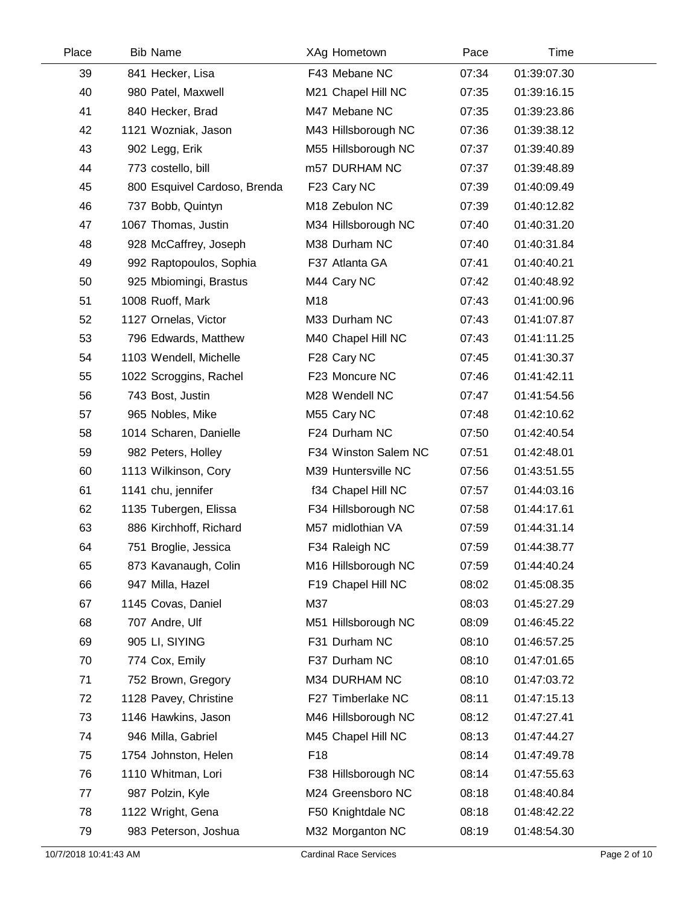| Place | Bib | Name | XAg | Hometown | Pace | Time |
|---|---|---|---|---|---|---|
| 39 | 841 | Hecker, Lisa | F43 | Mebane NC | 07:34 | 01:39:07.30 |
| 40 | 980 | Patel, Maxwell | M21 | Chapel Hill NC | 07:35 | 01:39:16.15 |
| 41 | 840 | Hecker, Brad | M47 | Mebane NC | 07:35 | 01:39:23.86 |
| 42 | 1121 | Wozniak, Jason | M43 | Hillsborough NC | 07:36 | 01:39:38.12 |
| 43 | 902 | Legg, Erik | M55 | Hillsborough NC | 07:37 | 01:39:40.89 |
| 44 | 773 | costello, bill | m57 | DURHAM NC | 07:37 | 01:39:48.89 |
| 45 | 800 | Esquivel Cardoso, Brenda | F23 | Cary NC | 07:39 | 01:40:09.49 |
| 46 | 737 | Bobb, Quintyn | M18 | Zebulon NC | 07:39 | 01:40:12.82 |
| 47 | 1067 | Thomas, Justin | M34 | Hillsborough NC | 07:40 | 01:40:31.20 |
| 48 | 928 | McCaffrey, Joseph | M38 | Durham NC | 07:40 | 01:40:31.84 |
| 49 | 992 | Raptopoulos, Sophia | F37 | Atlanta GA | 07:41 | 01:40:40.21 |
| 50 | 925 | Mbiomingi, Brastus | M44 | Cary NC | 07:42 | 01:40:48.92 |
| 51 | 1008 | Ruoff, Mark | M18 | | 07:43 | 01:41:00.96 |
| 52 | 1127 | Ornelas, Victor | M33 | Durham NC | 07:43 | 01:41:07.87 |
| 53 | 796 | Edwards, Matthew | M40 | Chapel Hill NC | 07:43 | 01:41:11.25 |
| 54 | 1103 | Wendell, Michelle | F28 | Cary NC | 07:45 | 01:41:30.37 |
| 55 | 1022 | Scroggins, Rachel | F23 | Moncure NC | 07:46 | 01:41:42.11 |
| 56 | 743 | Bost, Justin | M28 | Wendell NC | 07:47 | 01:41:54.56 |
| 57 | 965 | Nobles, Mike | M55 | Cary NC | 07:48 | 01:42:10.62 |
| 58 | 1014 | Scharen, Danielle | F24 | Durham NC | 07:50 | 01:42:40.54 |
| 59 | 982 | Peters, Holley | F34 | Winston Salem NC | 07:51 | 01:42:48.01 |
| 60 | 1113 | Wilkinson, Cory | M39 | Huntersville NC | 07:56 | 01:43:51.55 |
| 61 | 1141 | chu, jennifer | f34 | Chapel Hill NC | 07:57 | 01:44:03.16 |
| 62 | 1135 | Tubergen, Elissa | F34 | Hillsborough NC | 07:58 | 01:44:17.61 |
| 63 | 886 | Kirchhoff, Richard | M57 | midlothian VA | 07:59 | 01:44:31.14 |
| 64 | 751 | Broglie, Jessica | F34 | Raleigh NC | 07:59 | 01:44:38.77 |
| 65 | 873 | Kavanaugh, Colin | M16 | Hillsborough NC | 07:59 | 01:44:40.24 |
| 66 | 947 | Milla, Hazel | F19 | Chapel Hill NC | 08:02 | 01:45:08.35 |
| 67 | 1145 | Covas, Daniel | M37 | | 08:03 | 01:45:27.29 |
| 68 | 707 | Andre, Ulf | M51 | Hillsborough NC | 08:09 | 01:46:45.22 |
| 69 | 905 | LI, SIYING | F31 | Durham NC | 08:10 | 01:46:57.25 |
| 70 | 774 | Cox, Emily | F37 | Durham NC | 08:10 | 01:47:01.65 |
| 71 | 752 | Brown, Gregory | M34 | DURHAM NC | 08:10 | 01:47:03.72 |
| 72 | 1128 | Pavey, Christine | F27 | Timberlake NC | 08:11 | 01:47:15.13 |
| 73 | 1146 | Hawkins, Jason | M46 | Hillsborough NC | 08:12 | 01:47:27.41 |
| 74 | 946 | Milla, Gabriel | M45 | Chapel Hill NC | 08:13 | 01:47:44.27 |
| 75 | 1754 | Johnston, Helen | F18 | | 08:14 | 01:47:49.78 |
| 76 | 1110 | Whitman, Lori | F38 | Hillsborough NC | 08:14 | 01:47:55.63 |
| 77 | 987 | Polzin, Kyle | M24 | Greensboro NC | 08:18 | 01:48:40.84 |
| 78 | 1122 | Wright, Gena | F50 | Knightdale NC | 08:18 | 01:48:42.22 |
| 79 | 983 | Peterson, Joshua | M32 | Morganton NC | 08:19 | 01:48:54.30 |

10/7/2018 10:41:43 AM Cardinal Race Services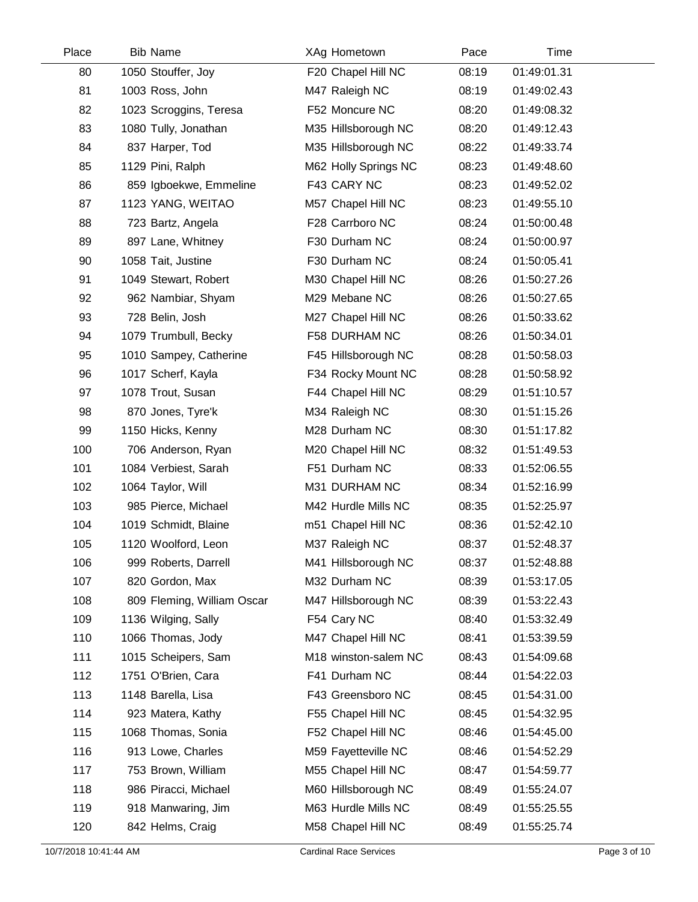| Place | Bib | Name | XAg | Hometown | Pace | Time |
|---|---|---|---|---|---|---|
| 80 | 1050 | Stouffer, Joy | F20 | Chapel Hill NC | 08:19 | 01:49:01.31 |
| 81 | 1003 | Ross, John | M47 | Raleigh NC | 08:19 | 01:49:02.43 |
| 82 | 1023 | Scroggins, Teresa | F52 | Moncure NC | 08:20 | 01:49:08.32 |
| 83 | 1080 | Tully, Jonathan | M35 | Hillsborough NC | 08:20 | 01:49:12.43 |
| 84 | 837 | Harper, Tod | M35 | Hillsborough NC | 08:22 | 01:49:33.74 |
| 85 | 1129 | Pini, Ralph | M62 | Holly Springs NC | 08:23 | 01:49:48.60 |
| 86 | 859 | Igboekwe, Emmeline | F43 | CARY NC | 08:23 | 01:49:52.02 |
| 87 | 1123 | YANG, WEITAO | M57 | Chapel Hill NC | 08:23 | 01:49:55.10 |
| 88 | 723 | Bartz, Angela | F28 | Carrboro NC | 08:24 | 01:50:00.48 |
| 89 | 897 | Lane, Whitney | F30 | Durham NC | 08:24 | 01:50:00.97 |
| 90 | 1058 | Tait, Justine | F30 | Durham NC | 08:24 | 01:50:05.41 |
| 91 | 1049 | Stewart, Robert | M30 | Chapel Hill NC | 08:26 | 01:50:27.26 |
| 92 | 962 | Nambiar, Shyam | M29 | Mebane NC | 08:26 | 01:50:27.65 |
| 93 | 728 | Belin, Josh | M27 | Chapel Hill NC | 08:26 | 01:50:33.62 |
| 94 | 1079 | Trumbull, Becky | F58 | DURHAM NC | 08:26 | 01:50:34.01 |
| 95 | 1010 | Sampey, Catherine | F45 | Hillsborough NC | 08:28 | 01:50:58.03 |
| 96 | 1017 | Scherf, Kayla | F34 | Rocky Mount NC | 08:28 | 01:50:58.92 |
| 97 | 1078 | Trout, Susan | F44 | Chapel Hill NC | 08:29 | 01:51:10.57 |
| 98 | 870 | Jones, Tyre'k | M34 | Raleigh NC | 08:30 | 01:51:15.26 |
| 99 | 1150 | Hicks, Kenny | M28 | Durham NC | 08:30 | 01:51:17.82 |
| 100 | 706 | Anderson, Ryan | M20 | Chapel Hill NC | 08:32 | 01:51:49.53 |
| 101 | 1084 | Verbiest, Sarah | F51 | Durham NC | 08:33 | 01:52:06.55 |
| 102 | 1064 | Taylor, Will | M31 | DURHAM NC | 08:34 | 01:52:16.99 |
| 103 | 985 | Pierce, Michael | M42 | Hurdle Mills NC | 08:35 | 01:52:25.97 |
| 104 | 1019 | Schmidt, Blaine | m51 | Chapel Hill NC | 08:36 | 01:52:42.10 |
| 105 | 1120 | Woolford, Leon | M37 | Raleigh NC | 08:37 | 01:52:48.37 |
| 106 | 999 | Roberts, Darrell | M41 | Hillsborough NC | 08:37 | 01:52:48.88 |
| 107 | 820 | Gordon, Max | M32 | Durham NC | 08:39 | 01:53:17.05 |
| 108 | 809 | Fleming, William Oscar | M47 | Hillsborough NC | 08:39 | 01:53:22.43 |
| 109 | 1136 | Wilging, Sally | F54 | Cary NC | 08:40 | 01:53:32.49 |
| 110 | 1066 | Thomas, Jody | M47 | Chapel Hill NC | 08:41 | 01:53:39.59 |
| 111 | 1015 | Scheipers, Sam | M18 | winston-salem NC | 08:43 | 01:54:09.68 |
| 112 | 1751 | O'Brien, Cara | F41 | Durham NC | 08:44 | 01:54:22.03 |
| 113 | 1148 | Barella, Lisa | F43 | Greensboro NC | 08:45 | 01:54:31.00 |
| 114 | 923 | Matera, Kathy | F55 | Chapel Hill NC | 08:45 | 01:54:32.95 |
| 115 | 1068 | Thomas, Sonia | F52 | Chapel Hill NC | 08:46 | 01:54:45.00 |
| 116 | 913 | Lowe, Charles | M59 | Fayetteville NC | 08:46 | 01:54:52.29 |
| 117 | 753 | Brown, William | M55 | Chapel Hill NC | 08:47 | 01:54:59.77 |
| 118 | 986 | Piracci, Michael | M60 | Hillsborough NC | 08:49 | 01:55:24.07 |
| 119 | 918 | Manwaring, Jim | M63 | Hurdle Mills NC | 08:49 | 01:55:25.55 |
| 120 | 842 | Helms, Craig | M58 | Chapel Hill NC | 08:49 | 01:55:25.74 |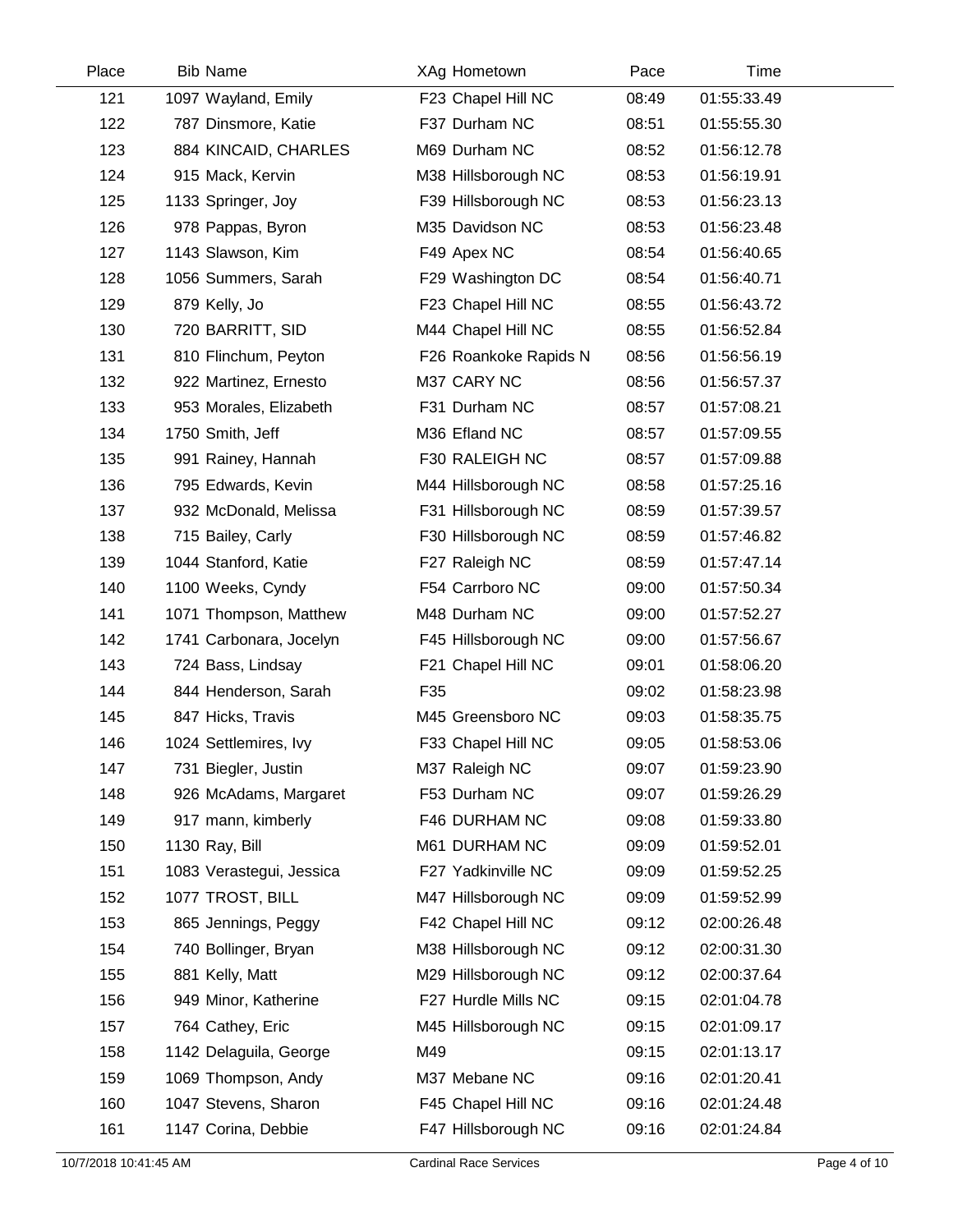| Place | Bib | Name | XAg | Hometown | Pace | Time |
|---|---|---|---|---|---|---|
| 121 | 1097 | Wayland, Emily | F23 | Chapel Hill NC | 08:49 | 01:55:33.49 |
| 122 | 787 | Dinsmore, Katie | F37 | Durham NC | 08:51 | 01:55:55.30 |
| 123 | 884 | KINCAID, CHARLES | M69 | Durham NC | 08:52 | 01:56:12.78 |
| 124 | 915 | Mack, Kervin | M38 | Hillsborough NC | 08:53 | 01:56:19.91 |
| 125 | 1133 | Springer, Joy | F39 | Hillsborough NC | 08:53 | 01:56:23.13 |
| 126 | 978 | Pappas, Byron | M35 | Davidson NC | 08:53 | 01:56:23.48 |
| 127 | 1143 | Slawson, Kim | F49 | Apex NC | 08:54 | 01:56:40.65 |
| 128 | 1056 | Summers, Sarah | F29 | Washington DC | 08:54 | 01:56:40.71 |
| 129 | 879 | Kelly, Jo | F23 | Chapel Hill NC | 08:55 | 01:56:43.72 |
| 130 | 720 | BARRITT, SID | M44 | Chapel Hill NC | 08:55 | 01:56:52.84 |
| 131 | 810 | Flinchum, Peyton | F26 | Roankoke Rapids N | 08:56 | 01:56:56.19 |
| 132 | 922 | Martinez, Ernesto | M37 | CARY NC | 08:56 | 01:56:57.37 |
| 133 | 953 | Morales, Elizabeth | F31 | Durham NC | 08:57 | 01:57:08.21 |
| 134 | 1750 | Smith, Jeff | M36 | Efland NC | 08:57 | 01:57:09.55 |
| 135 | 991 | Rainey, Hannah | F30 | RALEIGH NC | 08:57 | 01:57:09.88 |
| 136 | 795 | Edwards, Kevin | M44 | Hillsborough NC | 08:58 | 01:57:25.16 |
| 137 | 932 | McDonald, Melissa | F31 | Hillsborough NC | 08:59 | 01:57:39.57 |
| 138 | 715 | Bailey, Carly | F30 | Hillsborough NC | 08:59 | 01:57:46.82 |
| 139 | 1044 | Stanford, Katie | F27 | Raleigh NC | 08:59 | 01:57:47.14 |
| 140 | 1100 | Weeks, Cyndy | F54 | Carrboro NC | 09:00 | 01:57:50.34 |
| 141 | 1071 | Thompson, Matthew | M48 | Durham NC | 09:00 | 01:57:52.27 |
| 142 | 1741 | Carbonara, Jocelyn | F45 | Hillsborough NC | 09:00 | 01:57:56.67 |
| 143 | 724 | Bass, Lindsay | F21 | Chapel Hill NC | 09:01 | 01:58:06.20 |
| 144 | 844 | Henderson, Sarah | F35 | | 09:02 | 01:58:23.98 |
| 145 | 847 | Hicks, Travis | M45 | Greensboro NC | 09:03 | 01:58:35.75 |
| 146 | 1024 | Settlemires, Ivy | F33 | Chapel Hill NC | 09:05 | 01:58:53.06 |
| 147 | 731 | Biegler, Justin | M37 | Raleigh NC | 09:07 | 01:59:23.90 |
| 148 | 926 | McAdams, Margaret | F53 | Durham NC | 09:07 | 01:59:26.29 |
| 149 | 917 | mann, kimberly | F46 | DURHAM NC | 09:08 | 01:59:33.80 |
| 150 | 1130 | Ray, Bill | M61 | DURHAM NC | 09:09 | 01:59:52.01 |
| 151 | 1083 | Verastegui, Jessica | F27 | Yadkinville NC | 09:09 | 01:59:52.25 |
| 152 | 1077 | TROST, BILL | M47 | Hillsborough NC | 09:09 | 01:59:52.99 |
| 153 | 865 | Jennings, Peggy | F42 | Chapel Hill NC | 09:12 | 02:00:26.48 |
| 154 | 740 | Bollinger, Bryan | M38 | Hillsborough NC | 09:12 | 02:00:31.30 |
| 155 | 881 | Kelly, Matt | M29 | Hillsborough NC | 09:12 | 02:00:37.64 |
| 156 | 949 | Minor, Katherine | F27 | Hurdle Mills NC | 09:15 | 02:01:04.78 |
| 157 | 764 | Cathey, Eric | M45 | Hillsborough NC | 09:15 | 02:01:09.17 |
| 158 | 1142 | Delaguila, George | M49 | | 09:15 | 02:01:13.17 |
| 159 | 1069 | Thompson, Andy | M37 | Mebane NC | 09:16 | 02:01:20.41 |
| 160 | 1047 | Stevens, Sharon | F45 | Chapel Hill NC | 09:16 | 02:01:24.48 |
| 161 | 1147 | Corina, Debbie | F47 | Hillsborough NC | 09:16 | 02:01:24.84 |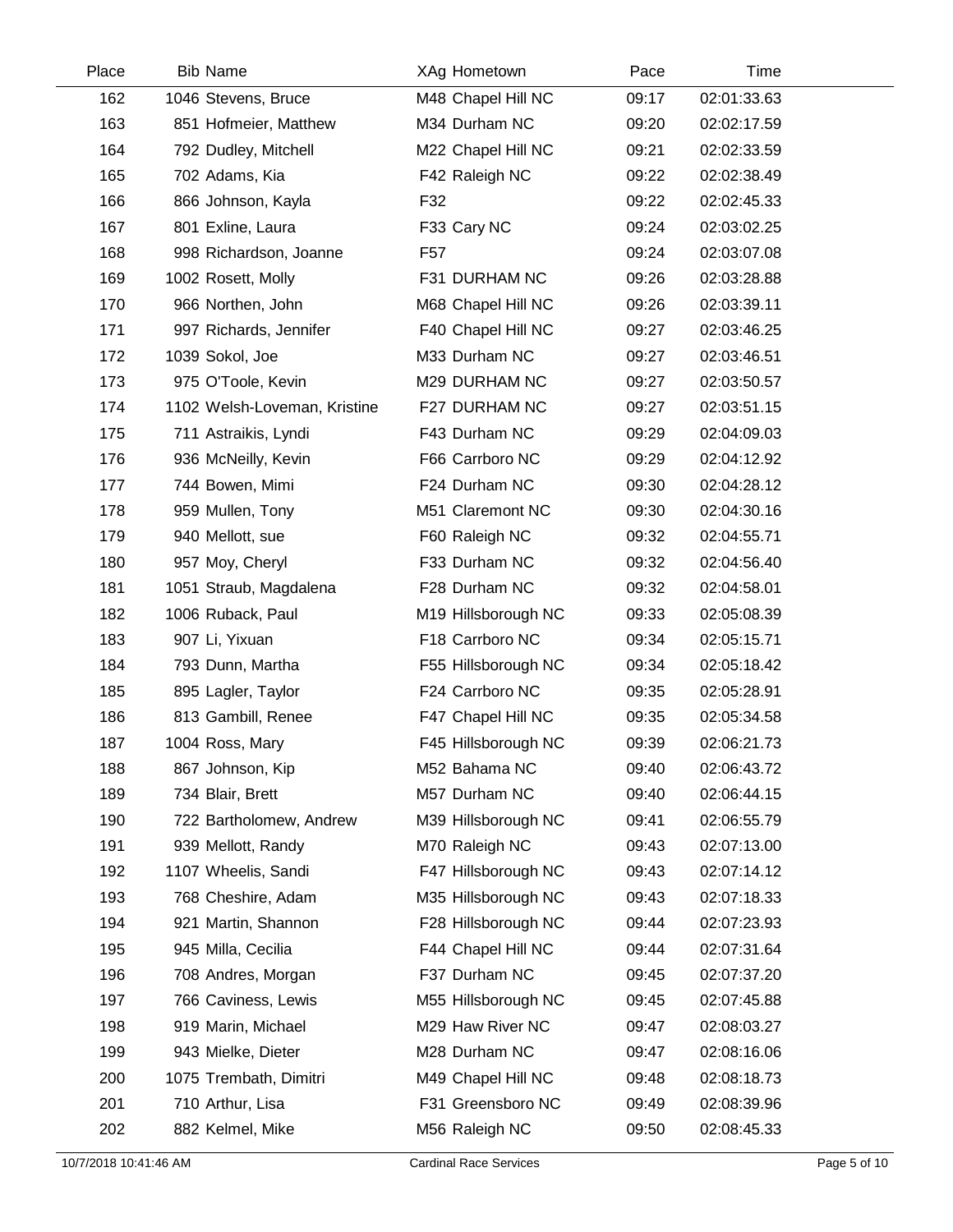| Place | Bib | Name | XAg | Hometown | Pace | Time |
|---|---|---|---|---|---|---|
| 162 | 1046 | Stevens, Bruce | M48 | Chapel Hill NC | 09:17 | 02:01:33.63 |
| 163 | 851 | Hofmeier, Matthew | M34 | Durham NC | 09:20 | 02:02:17.59 |
| 164 | 792 | Dudley, Mitchell | M22 | Chapel Hill NC | 09:21 | 02:02:33.59 |
| 165 | 702 | Adams, Kia | F42 | Raleigh NC | 09:22 | 02:02:38.49 |
| 166 | 866 | Johnson, Kayla | F32 | | 09:22 | 02:02:45.33 |
| 167 | 801 | Exline, Laura | F33 | Cary NC | 09:24 | 02:03:02.25 |
| 168 | 998 | Richardson, Joanne | F57 | | 09:24 | 02:03:07.08 |
| 169 | 1002 | Rosett, Molly | F31 | DURHAM NC | 09:26 | 02:03:28.88 |
| 170 | 966 | Northen, John | M68 | Chapel Hill NC | 09:26 | 02:03:39.11 |
| 171 | 997 | Richards, Jennifer | F40 | Chapel Hill NC | 09:27 | 02:03:46.25 |
| 172 | 1039 | Sokol, Joe | M33 | Durham NC | 09:27 | 02:03:46.51 |
| 173 | 975 | O'Toole, Kevin | M29 | DURHAM NC | 09:27 | 02:03:50.57 |
| 174 | 1102 | Welsh-Loveman, Kristine | F27 | DURHAM NC | 09:27 | 02:03:51.15 |
| 175 | 711 | Astraikis, Lyndi | F43 | Durham NC | 09:29 | 02:04:09.03 |
| 176 | 936 | McNeilly, Kevin | F66 | Carrboro NC | 09:29 | 02:04:12.92 |
| 177 | 744 | Bowen, Mimi | F24 | Durham NC | 09:30 | 02:04:28.12 |
| 178 | 959 | Mullen, Tony | M51 | Claremont NC | 09:30 | 02:04:30.16 |
| 179 | 940 | Mellott, sue | F60 | Raleigh NC | 09:32 | 02:04:55.71 |
| 180 | 957 | Moy, Cheryl | F33 | Durham NC | 09:32 | 02:04:56.40 |
| 181 | 1051 | Straub, Magdalena | F28 | Durham NC | 09:32 | 02:04:58.01 |
| 182 | 1006 | Ruback, Paul | M19 | Hillsborough NC | 09:33 | 02:05:08.39 |
| 183 | 907 | Li, Yixuan | F18 | Carrboro NC | 09:34 | 02:05:15.71 |
| 184 | 793 | Dunn, Martha | F55 | Hillsborough NC | 09:34 | 02:05:18.42 |
| 185 | 895 | Lagler, Taylor | F24 | Carrboro NC | 09:35 | 02:05:28.91 |
| 186 | 813 | Gambill, Renee | F47 | Chapel Hill NC | 09:35 | 02:05:34.58 |
| 187 | 1004 | Ross, Mary | F45 | Hillsborough NC | 09:39 | 02:06:21.73 |
| 188 | 867 | Johnson, Kip | M52 | Bahama NC | 09:40 | 02:06:43.72 |
| 189 | 734 | Blair, Brett | M57 | Durham NC | 09:40 | 02:06:44.15 |
| 190 | 722 | Bartholomew, Andrew | M39 | Hillsborough NC | 09:41 | 02:06:55.79 |
| 191 | 939 | Mellott, Randy | M70 | Raleigh NC | 09:43 | 02:07:13.00 |
| 192 | 1107 | Wheelis, Sandi | F47 | Hillsborough NC | 09:43 | 02:07:14.12 |
| 193 | 768 | Cheshire, Adam | M35 | Hillsborough NC | 09:43 | 02:07:18.33 |
| 194 | 921 | Martin, Shannon | F28 | Hillsborough NC | 09:44 | 02:07:23.93 |
| 195 | 945 | Milla, Cecilia | F44 | Chapel Hill NC | 09:44 | 02:07:31.64 |
| 196 | 708 | Andres, Morgan | F37 | Durham NC | 09:45 | 02:07:37.20 |
| 197 | 766 | Caviness, Lewis | M55 | Hillsborough NC | 09:45 | 02:07:45.88 |
| 198 | 919 | Marin, Michael | M29 | Haw River NC | 09:47 | 02:08:03.27 |
| 199 | 943 | Mielke, Dieter | M28 | Durham NC | 09:47 | 02:08:16.06 |
| 200 | 1075 | Trembath, Dimitri | M49 | Chapel Hill NC | 09:48 | 02:08:18.73 |
| 201 | 710 | Arthur, Lisa | F31 | Greensboro NC | 09:49 | 02:08:39.96 |
| 202 | 882 | Kelmel, Mike | M56 | Raleigh NC | 09:50 | 02:08:45.33 |

10/7/2018 10:41:46 AM — Cardinal Race Services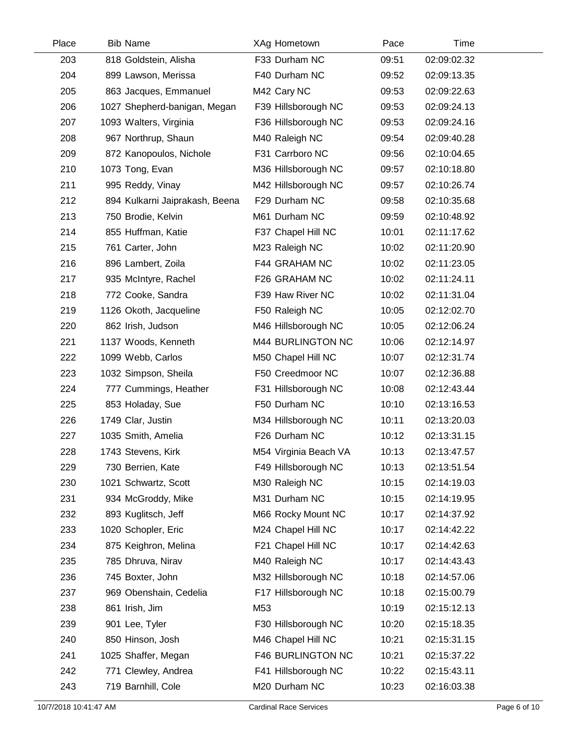| Place | Bib | Name | XAg | Hometown | Pace | Time |
|---|---|---|---|---|---|---|
| 203 | 818 | Goldstein, Alisha | F33 | Durham NC | 09:51 | 02:09:02.32 |
| 204 | 899 | Lawson, Merissa | F40 | Durham NC | 09:52 | 02:09:13.35 |
| 205 | 863 | Jacques, Emmanuel | M42 | Cary NC | 09:53 | 02:09:22.63 |
| 206 | 1027 | Shepherd-banigan, Megan | F39 | Hillsborough NC | 09:53 | 02:09:24.13 |
| 207 | 1093 | Walters, Virginia | F36 | Hillsborough NC | 09:53 | 02:09:24.16 |
| 208 | 967 | Northrup, Shaun | M40 | Raleigh NC | 09:54 | 02:09:40.28 |
| 209 | 872 | Kanopoulos, Nichole | F31 | Carrboro NC | 09:56 | 02:10:04.65 |
| 210 | 1073 | Tong, Evan | M36 | Hillsborough NC | 09:57 | 02:10:18.80 |
| 211 | 995 | Reddy, Vinay | M42 | Hillsborough NC | 09:57 | 02:10:26.74 |
| 212 | 894 | Kulkarni Jaiprakash, Beena | F29 | Durham NC | 09:58 | 02:10:35.68 |
| 213 | 750 | Brodie, Kelvin | M61 | Durham NC | 09:59 | 02:10:48.92 |
| 214 | 855 | Huffman, Katie | F37 | Chapel Hill NC | 10:01 | 02:11:17.62 |
| 215 | 761 | Carter, John | M23 | Raleigh NC | 10:02 | 02:11:20.90 |
| 216 | 896 | Lambert, Zoila | F44 | GRAHAM NC | 10:02 | 02:11:23.05 |
| 217 | 935 | McIntyre, Rachel | F26 | GRAHAM NC | 10:02 | 02:11:24.11 |
| 218 | 772 | Cooke, Sandra | F39 | Haw River NC | 10:02 | 02:11:31.04 |
| 219 | 1126 | Okoth, Jacqueline | F50 | Raleigh NC | 10:05 | 02:12:02.70 |
| 220 | 862 | Irish, Judson | M46 | Hillsborough NC | 10:05 | 02:12:06.24 |
| 221 | 1137 | Woods, Kenneth | M44 | BURLINGTON NC | 10:06 | 02:12:14.97 |
| 222 | 1099 | Webb, Carlos | M50 | Chapel Hill NC | 10:07 | 02:12:31.74 |
| 223 | 1032 | Simpson, Sheila | F50 | Creedmoor NC | 10:07 | 02:12:36.88 |
| 224 | 777 | Cummings, Heather | F31 | Hillsborough NC | 10:08 | 02:12:43.44 |
| 225 | 853 | Holaday, Sue | F50 | Durham NC | 10:10 | 02:13:16.53 |
| 226 | 1749 | Clar, Justin | M34 | Hillsborough NC | 10:11 | 02:13:20.03 |
| 227 | 1035 | Smith, Amelia | F26 | Durham NC | 10:12 | 02:13:31.15 |
| 228 | 1743 | Stevens, Kirk | M54 | Virginia Beach VA | 10:13 | 02:13:47.57 |
| 229 | 730 | Berrien, Kate | F49 | Hillsborough NC | 10:13 | 02:13:51.54 |
| 230 | 1021 | Schwartz, Scott | M30 | Raleigh NC | 10:15 | 02:14:19.03 |
| 231 | 934 | McGroddy, Mike | M31 | Durham NC | 10:15 | 02:14:19.95 |
| 232 | 893 | Kuglitsch, Jeff | M66 | Rocky Mount NC | 10:17 | 02:14:37.92 |
| 233 | 1020 | Schopler, Eric | M24 | Chapel Hill NC | 10:17 | 02:14:42.22 |
| 234 | 875 | Keighron, Melina | F21 | Chapel Hill NC | 10:17 | 02:14:42.63 |
| 235 | 785 | Dhruva, Nirav | M40 | Raleigh NC | 10:17 | 02:14:43.43 |
| 236 | 745 | Boxter, John | M32 | Hillsborough NC | 10:18 | 02:14:57.06 |
| 237 | 969 | Obenshain, Cedelia | F17 | Hillsborough NC | 10:18 | 02:15:00.79 |
| 238 | 861 | Irish, Jim | M53 | | 10:19 | 02:15:12.13 |
| 239 | 901 | Lee, Tyler | F30 | Hillsborough NC | 10:20 | 02:15:18.35 |
| 240 | 850 | Hinson, Josh | M46 | Chapel Hill NC | 10:21 | 02:15:31.15 |
| 241 | 1025 | Shaffer, Megan | F46 | BURLINGTON NC | 10:21 | 02:15:37.22 |
| 242 | 771 | Clewley, Andrea | F41 | Hillsborough NC | 10:22 | 02:15:43.11 |
| 243 | 719 | Barnhill, Cole | M20 | Durham NC | 10:23 | 02:16:03.38 |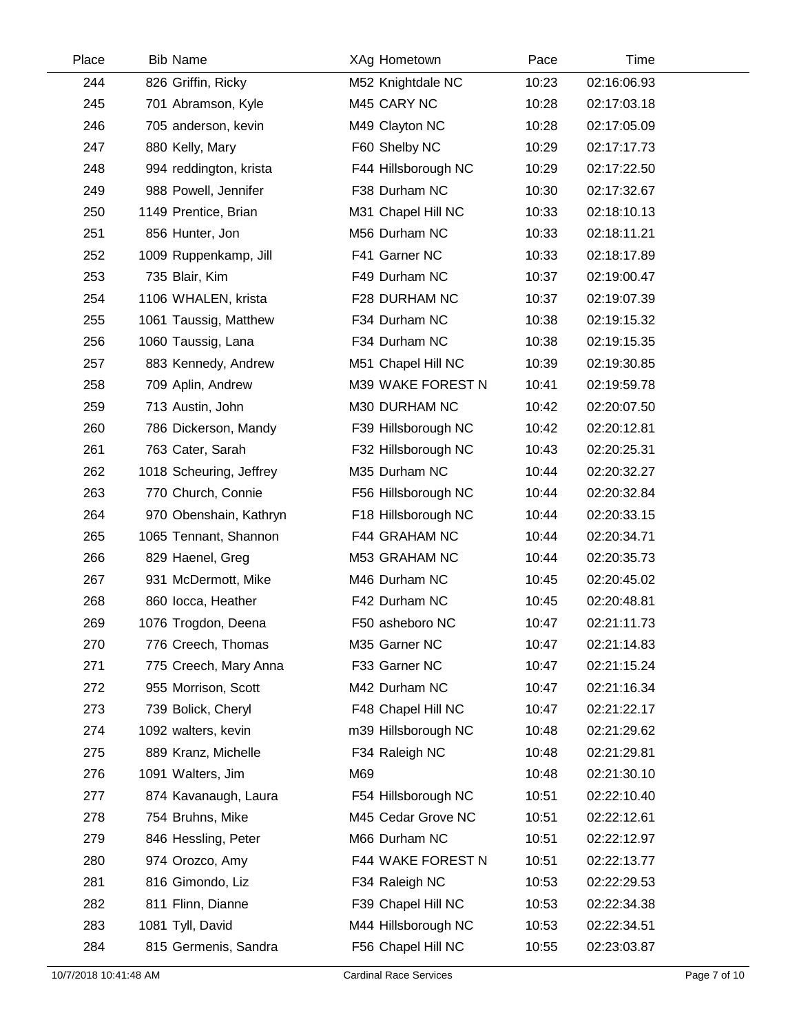| Place | Bib | Name | XAg | Hometown | Pace | Time |
|---|---|---|---|---|---|---|
| 244 | 826 | Griffin, Ricky | M52 | Knightdale NC | 10:23 | 02:16:06.93 |
| 245 | 701 | Abramson, Kyle | M45 | CARY NC | 10:28 | 02:17:03.18 |
| 246 | 705 | anderson, kevin | M49 | Clayton NC | 10:28 | 02:17:05.09 |
| 247 | 880 | Kelly, Mary | F60 | Shelby NC | 10:29 | 02:17:17.73 |
| 248 | 994 | reddington, krista | F44 | Hillsborough NC | 10:29 | 02:17:22.50 |
| 249 | 988 | Powell, Jennifer | F38 | Durham NC | 10:30 | 02:17:32.67 |
| 250 | 1149 | Prentice, Brian | M31 | Chapel Hill NC | 10:33 | 02:18:10.13 |
| 251 | 856 | Hunter, Jon | M56 | Durham NC | 10:33 | 02:18:11.21 |
| 252 | 1009 | Ruppenkamp, Jill | F41 | Garner NC | 10:33 | 02:18:17.89 |
| 253 | 735 | Blair, Kim | F49 | Durham NC | 10:37 | 02:19:00.47 |
| 254 | 1106 | WHALEN, krista | F28 | DURHAM NC | 10:37 | 02:19:07.39 |
| 255 | 1061 | Taussig, Matthew | F34 | Durham NC | 10:38 | 02:19:15.32 |
| 256 | 1060 | Taussig, Lana | F34 | Durham NC | 10:38 | 02:19:15.35 |
| 257 | 883 | Kennedy, Andrew | M51 | Chapel Hill NC | 10:39 | 02:19:30.85 |
| 258 | 709 | Aplin, Andrew | M39 | WAKE FOREST N | 10:41 | 02:19:59.78 |
| 259 | 713 | Austin, John | M30 | DURHAM NC | 10:42 | 02:20:07.50 |
| 260 | 786 | Dickerson, Mandy | F39 | Hillsborough NC | 10:42 | 02:20:12.81 |
| 261 | 763 | Cater, Sarah | F32 | Hillsborough NC | 10:43 | 02:20:25.31 |
| 262 | 1018 | Scheuring, Jeffrey | M35 | Durham NC | 10:44 | 02:20:32.27 |
| 263 | 770 | Church, Connie | F56 | Hillsborough NC | 10:44 | 02:20:32.84 |
| 264 | 970 | Obenshain, Kathryn | F18 | Hillsborough NC | 10:44 | 02:20:33.15 |
| 265 | 1065 | Tennant, Shannon | F44 | GRAHAM NC | 10:44 | 02:20:34.71 |
| 266 | 829 | Haenel, Greg | M53 | GRAHAM NC | 10:44 | 02:20:35.73 |
| 267 | 931 | McDermott, Mike | M46 | Durham NC | 10:45 | 02:20:45.02 |
| 268 | 860 | Iocca, Heather | F42 | Durham NC | 10:45 | 02:20:48.81 |
| 269 | 1076 | Trogdon, Deena | F50 | asheboro NC | 10:47 | 02:21:11.73 |
| 270 | 776 | Creech, Thomas | M35 | Garner NC | 10:47 | 02:21:14.83 |
| 271 | 775 | Creech, Mary Anna | F33 | Garner NC | 10:47 | 02:21:15.24 |
| 272 | 955 | Morrison, Scott | M42 | Durham NC | 10:47 | 02:21:16.34 |
| 273 | 739 | Bolick, Cheryl | F48 | Chapel Hill NC | 10:47 | 02:21:22.17 |
| 274 | 1092 | walters, kevin | m39 | Hillsborough NC | 10:48 | 02:21:29.62 |
| 275 | 889 | Kranz, Michelle | F34 | Raleigh NC | 10:48 | 02:21:29.81 |
| 276 | 1091 | Walters, Jim | M69 | | 10:48 | 02:21:30.10 |
| 277 | 874 | Kavanaugh, Laura | F54 | Hillsborough NC | 10:51 | 02:22:10.40 |
| 278 | 754 | Bruhns, Mike | M45 | Cedar Grove NC | 10:51 | 02:22:12.61 |
| 279 | 846 | Hessling, Peter | M66 | Durham NC | 10:51 | 02:22:12.97 |
| 280 | 974 | Orozco, Amy | F44 | WAKE FOREST N | 10:51 | 02:22:13.77 |
| 281 | 816 | Gimondo, Liz | F34 | Raleigh NC | 10:53 | 02:22:29.53 |
| 282 | 811 | Flinn, Dianne | F39 | Chapel Hill NC | 10:53 | 02:22:34.38 |
| 283 | 1081 | Tyll, David | M44 | Hillsborough NC | 10:53 | 02:22:34.51 |
| 284 | 815 | Germenis, Sandra | F56 | Chapel Hill NC | 10:55 | 02:23:03.87 |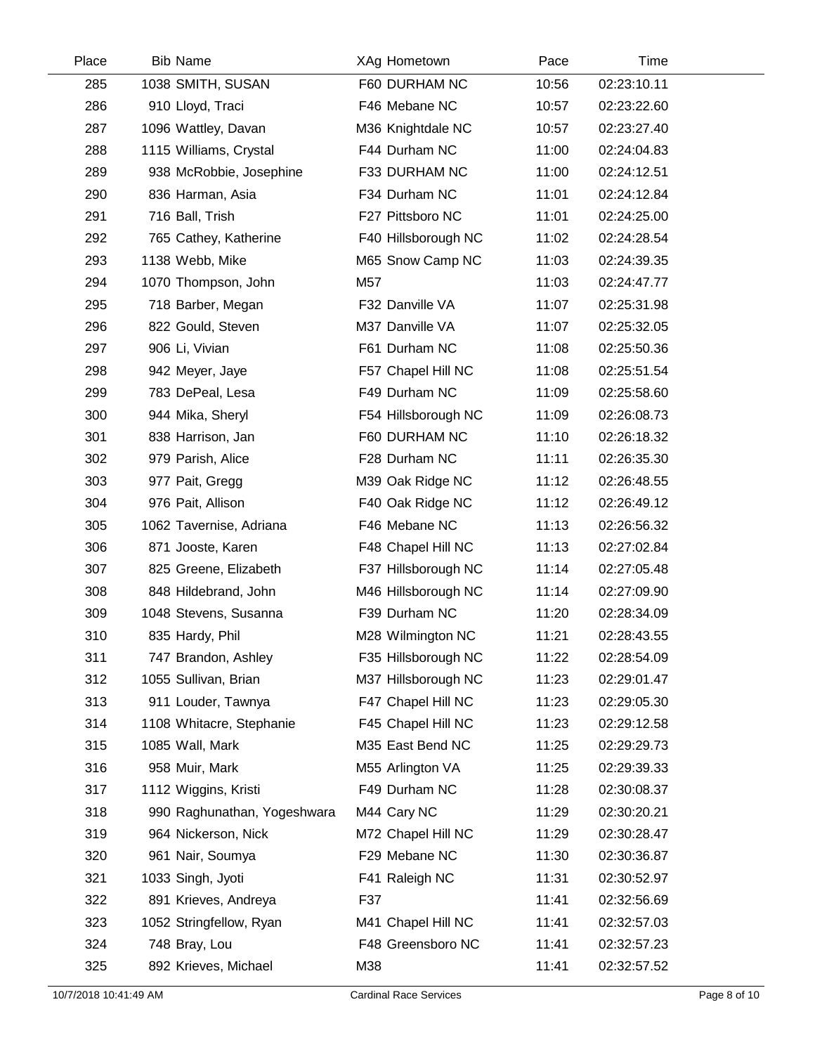| Place | Bib | Name | XAg | Hometown | Pace | Time |
|---|---|---|---|---|---|---|
| 285 | 1038 | SMITH, SUSAN | F60 | DURHAM NC | 10:56 | 02:23:10.11 |
| 286 | 910 | Lloyd, Traci | F46 | Mebane NC | 10:57 | 02:23:22.60 |
| 287 | 1096 | Wattley, Davan | M36 | Knightdale NC | 10:57 | 02:23:27.40 |
| 288 | 1115 | Williams, Crystal | F44 | Durham NC | 11:00 | 02:24:04.83 |
| 289 | 938 | McRobbie, Josephine | F33 | DURHAM NC | 11:00 | 02:24:12.51 |
| 290 | 836 | Harman, Asia | F34 | Durham NC | 11:01 | 02:24:12.84 |
| 291 | 716 | Ball, Trish | F27 | Pittsboro NC | 11:01 | 02:24:25.00 |
| 292 | 765 | Cathey, Katherine | F40 | Hillsborough NC | 11:02 | 02:24:28.54 |
| 293 | 1138 | Webb, Mike | M65 | Snow Camp NC | 11:03 | 02:24:39.35 |
| 294 | 1070 | Thompson, John | M57 | | 11:03 | 02:24:47.77 |
| 295 | 718 | Barber, Megan | F32 | Danville VA | 11:07 | 02:25:31.98 |
| 296 | 822 | Gould, Steven | M37 | Danville VA | 11:07 | 02:25:32.05 |
| 297 | 906 | Li, Vivian | F61 | Durham NC | 11:08 | 02:25:50.36 |
| 298 | 942 | Meyer, Jaye | F57 | Chapel Hill NC | 11:08 | 02:25:51.54 |
| 299 | 783 | DePeal, Lesa | F49 | Durham NC | 11:09 | 02:25:58.60 |
| 300 | 944 | Mika, Sheryl | F54 | Hillsborough NC | 11:09 | 02:26:08.73 |
| 301 | 838 | Harrison, Jan | F60 | DURHAM NC | 11:10 | 02:26:18.32 |
| 302 | 979 | Parish, Alice | F28 | Durham NC | 11:11 | 02:26:35.30 |
| 303 | 977 | Pait, Gregg | M39 | Oak Ridge NC | 11:12 | 02:26:48.55 |
| 304 | 976 | Pait, Allison | F40 | Oak Ridge NC | 11:12 | 02:26:49.12 |
| 305 | 1062 | Tavernise, Adriana | F46 | Mebane NC | 11:13 | 02:26:56.32 |
| 306 | 871 | Jooste, Karen | F48 | Chapel Hill NC | 11:13 | 02:27:02.84 |
| 307 | 825 | Greene, Elizabeth | F37 | Hillsborough NC | 11:14 | 02:27:05.48 |
| 308 | 848 | Hildebrand, John | M46 | Hillsborough NC | 11:14 | 02:27:09.90 |
| 309 | 1048 | Stevens, Susanna | F39 | Durham NC | 11:20 | 02:28:34.09 |
| 310 | 835 | Hardy, Phil | M28 | Wilmington NC | 11:21 | 02:28:43.55 |
| 311 | 747 | Brandon, Ashley | F35 | Hillsborough NC | 11:22 | 02:28:54.09 |
| 312 | 1055 | Sullivan, Brian | M37 | Hillsborough NC | 11:23 | 02:29:01.47 |
| 313 | 911 | Louder, Tawnya | F47 | Chapel Hill NC | 11:23 | 02:29:05.30 |
| 314 | 1108 | Whitacre, Stephanie | F45 | Chapel Hill NC | 11:23 | 02:29:12.58 |
| 315 | 1085 | Wall, Mark | M35 | East Bend NC | 11:25 | 02:29:29.73 |
| 316 | 958 | Muir, Mark | M55 | Arlington VA | 11:25 | 02:29:39.33 |
| 317 | 1112 | Wiggins, Kristi | F49 | Durham NC | 11:28 | 02:30:08.37 |
| 318 | 990 | Raghunathan, Yogeshwara | M44 | Cary NC | 11:29 | 02:30:20.21 |
| 319 | 964 | Nickerson, Nick | M72 | Chapel Hill NC | 11:29 | 02:30:28.47 |
| 320 | 961 | Nair, Soumya | F29 | Mebane NC | 11:30 | 02:30:36.87 |
| 321 | 1033 | Singh, Jyoti | F41 | Raleigh NC | 11:31 | 02:30:52.97 |
| 322 | 891 | Krieves, Andreya | F37 | | 11:41 | 02:32:56.69 |
| 323 | 1052 | Stringfellow, Ryan | M41 | Chapel Hill NC | 11:41 | 02:32:57.03 |
| 324 | 748 | Bray, Lou | F48 | Greensboro NC | 11:41 | 02:32:57.23 |
| 325 | 892 | Krieves, Michael | M38 | | 11:41 | 02:32:57.52 |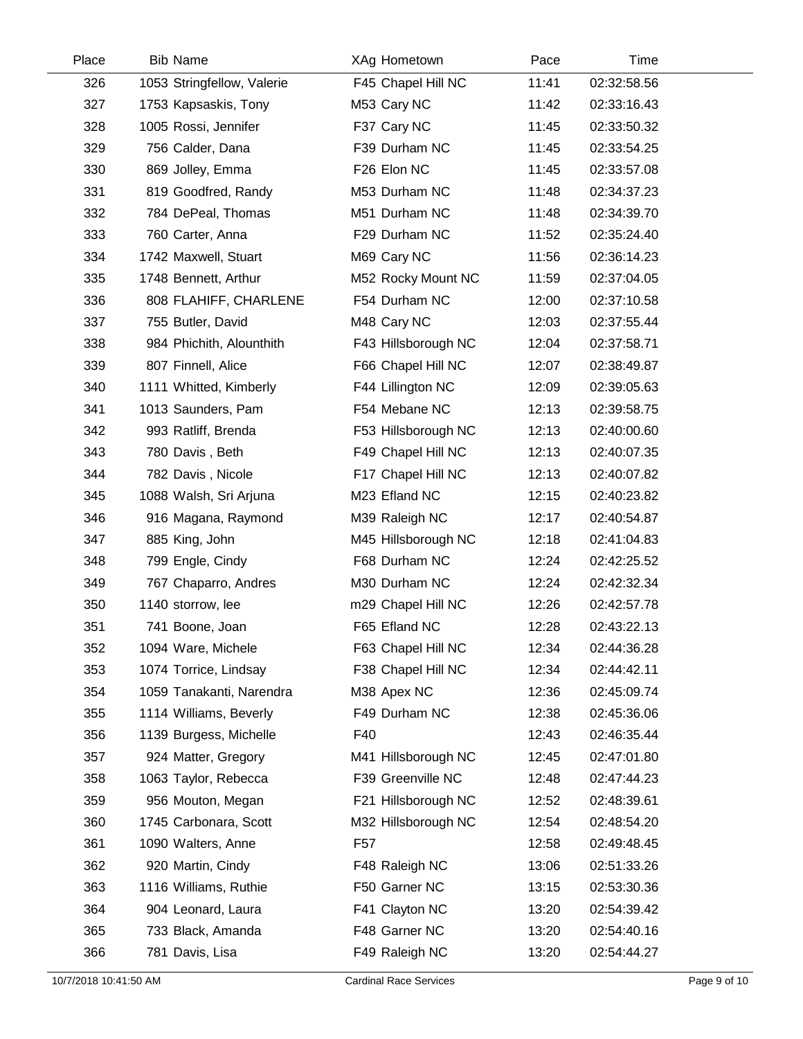| Place | Bib | Name | XAg | Hometown | Pace | Time |
|---|---|---|---|---|---|---|
| 326 | 1053 | Stringfellow, Valerie | F45 | Chapel Hill NC | 11:41 | 02:32:58.56 |
| 327 | 1753 | Kapsaskis, Tony | M53 | Cary NC | 11:42 | 02:33:16.43 |
| 328 | 1005 | Rossi, Jennifer | F37 | Cary NC | 11:45 | 02:33:50.32 |
| 329 | 756 | Calder, Dana | F39 | Durham NC | 11:45 | 02:33:54.25 |
| 330 | 869 | Jolley, Emma | F26 | Elon NC | 11:45 | 02:33:57.08 |
| 331 | 819 | Goodfred, Randy | M53 | Durham NC | 11:48 | 02:34:37.23 |
| 332 | 784 | DePeal, Thomas | M51 | Durham NC | 11:48 | 02:34:39.70 |
| 333 | 760 | Carter, Anna | F29 | Durham NC | 11:52 | 02:35:24.40 |
| 334 | 1742 | Maxwell, Stuart | M69 | Cary NC | 11:56 | 02:36:14.23 |
| 335 | 1748 | Bennett, Arthur | M52 | Rocky Mount NC | 11:59 | 02:37:04.05 |
| 336 | 808 | FLAHIFF, CHARLENE | F54 | Durham NC | 12:00 | 02:37:10.58 |
| 337 | 755 | Butler, David | M48 | Cary NC | 12:03 | 02:37:55.44 |
| 338 | 984 | Phichith, Alounthith | F43 | Hillsborough NC | 12:04 | 02:37:58.71 |
| 339 | 807 | Finnell, Alice | F66 | Chapel Hill NC | 12:07 | 02:38:49.87 |
| 340 | 1111 | Whitted, Kimberly | F44 | Lillington NC | 12:09 | 02:39:05.63 |
| 341 | 1013 | Saunders, Pam | F54 | Mebane NC | 12:13 | 02:39:58.75 |
| 342 | 993 | Ratliff, Brenda | F53 | Hillsborough NC | 12:13 | 02:40:00.60 |
| 343 | 780 | Davis , Beth | F49 | Chapel Hill NC | 12:13 | 02:40:07.35 |
| 344 | 782 | Davis , Nicole | F17 | Chapel Hill NC | 12:13 | 02:40:07.82 |
| 345 | 1088 | Walsh, Sri Arjuna | M23 | Efland NC | 12:15 | 02:40:23.82 |
| 346 | 916 | Magana, Raymond | M39 | Raleigh NC | 12:17 | 02:40:54.87 |
| 347 | 885 | King, John | M45 | Hillsborough NC | 12:18 | 02:41:04.83 |
| 348 | 799 | Engle, Cindy | F68 | Durham NC | 12:24 | 02:42:25.52 |
| 349 | 767 | Chaparro, Andres | M30 | Durham NC | 12:24 | 02:42:32.34 |
| 350 | 1140 | storrow, lee | m29 | Chapel Hill NC | 12:26 | 02:42:57.78 |
| 351 | 741 | Boone, Joan | F65 | Efland NC | 12:28 | 02:43:22.13 |
| 352 | 1094 | Ware, Michele | F63 | Chapel Hill NC | 12:34 | 02:44:36.28 |
| 353 | 1074 | Torrice, Lindsay | F38 | Chapel Hill NC | 12:34 | 02:44:42.11 |
| 354 | 1059 | Tanakanti, Narendra | M38 | Apex NC | 12:36 | 02:45:09.74 |
| 355 | 1114 | Williams, Beverly | F49 | Durham NC | 12:38 | 02:45:36.06 |
| 356 | 1139 | Burgess, Michelle | F40 | | 12:43 | 02:46:35.44 |
| 357 | 924 | Matter, Gregory | M41 | Hillsborough NC | 12:45 | 02:47:01.80 |
| 358 | 1063 | Taylor, Rebecca | F39 | Greenville NC | 12:48 | 02:47:44.23 |
| 359 | 956 | Mouton, Megan | F21 | Hillsborough NC | 12:52 | 02:48:39.61 |
| 360 | 1745 | Carbonara, Scott | M32 | Hillsborough NC | 12:54 | 02:48:54.20 |
| 361 | 1090 | Walters, Anne | F57 | | 12:58 | 02:49:48.45 |
| 362 | 920 | Martin, Cindy | F48 | Raleigh NC | 13:06 | 02:51:33.26 |
| 363 | 1116 | Williams, Ruthie | F50 | Garner NC | 13:15 | 02:53:30.36 |
| 364 | 904 | Leonard, Laura | F41 | Clayton NC | 13:20 | 02:54:39.42 |
| 365 | 733 | Black, Amanda | F48 | Garner NC | 13:20 | 02:54:40.16 |
| 366 | 781 | Davis, Lisa | F49 | Raleigh NC | 13:20 | 02:54:44.27 |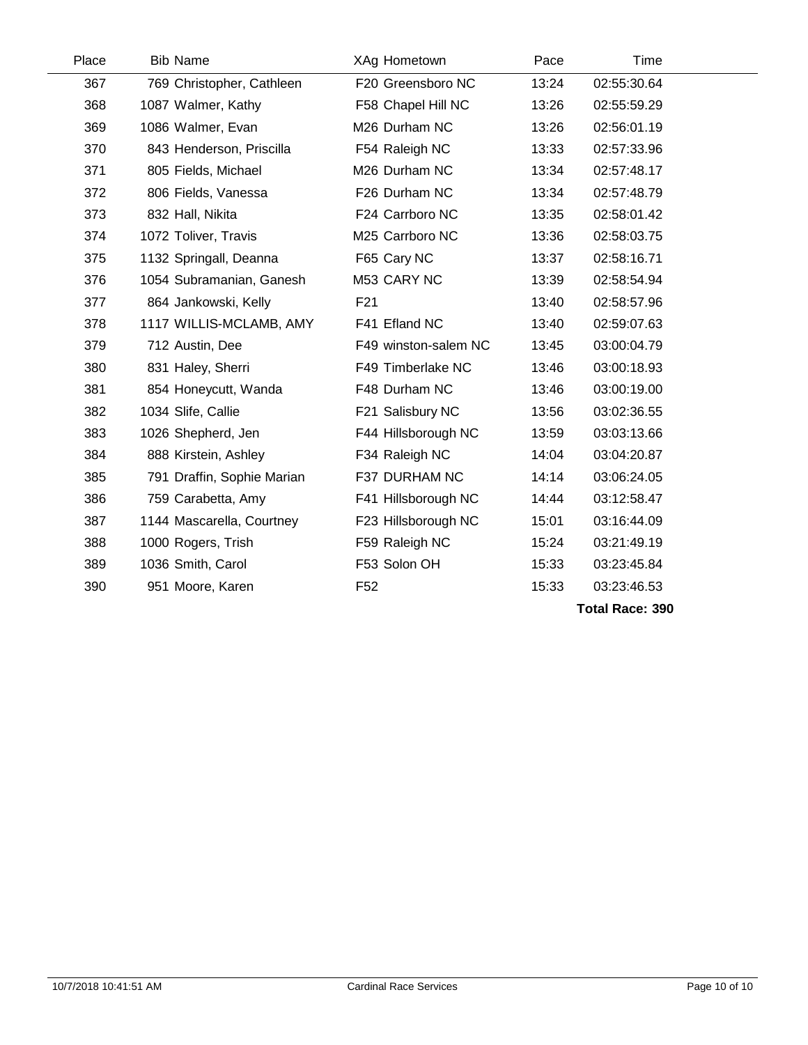| Place | Bib | Name | XAg | Hometown | Pace | Time |
|---|---|---|---|---|---|---|
| 367 | 769 | Christopher, Cathleen | F20 | Greensboro NC | 13:24 | 02:55:30.64 |
| 368 | 1087 | Walmer, Kathy | F58 | Chapel Hill NC | 13:26 | 02:55:59.29 |
| 369 | 1086 | Walmer, Evan | M26 | Durham NC | 13:26 | 02:56:01.19 |
| 370 | 843 | Henderson, Priscilla | F54 | Raleigh NC | 13:33 | 02:57:33.96 |
| 371 | 805 | Fields, Michael | M26 | Durham NC | 13:34 | 02:57:48.17 |
| 372 | 806 | Fields, Vanessa | F26 | Durham NC | 13:34 | 02:57:48.79 |
| 373 | 832 | Hall, Nikita | F24 | Carrboro NC | 13:35 | 02:58:01.42 |
| 374 | 1072 | Toliver, Travis | M25 | Carrboro NC | 13:36 | 02:58:03.75 |
| 375 | 1132 | Springall, Deanna | F65 | Cary NC | 13:37 | 02:58:16.71 |
| 376 | 1054 | Subramanian, Ganesh | M53 | CARY NC | 13:39 | 02:58:54.94 |
| 377 | 864 | Jankowski, Kelly | F21 | | 13:40 | 02:58:57.96 |
| 378 | 1117 | WILLIS-MCLAMB, AMY | F41 | Efland NC | 13:40 | 02:59:07.63 |
| 379 | 712 | Austin, Dee | F49 | winston-salem NC | 13:45 | 03:00:04.79 |
| 380 | 831 | Haley, Sherri | F49 | Timberlake NC | 13:46 | 03:00:18.93 |
| 381 | 854 | Honeycutt, Wanda | F48 | Durham NC | 13:46 | 03:00:19.00 |
| 382 | 1034 | Slife, Callie | F21 | Salisbury NC | 13:56 | 03:02:36.55 |
| 383 | 1026 | Shepherd, Jen | F44 | Hillsborough NC | 13:59 | 03:03:13.66 |
| 384 | 888 | Kirstein, Ashley | F34 | Raleigh NC | 14:04 | 03:04:20.87 |
| 385 | 791 | Draffin, Sophie Marian | F37 | DURHAM NC | 14:14 | 03:06:24.05 |
| 386 | 759 | Carabetta, Amy | F41 | Hillsborough NC | 14:44 | 03:12:58.47 |
| 387 | 1144 | Mascarella, Courtney | F23 | Hillsborough NC | 15:01 | 03:16:44.09 |
| 388 | 1000 | Rogers, Trish | F59 | Raleigh NC | 15:24 | 03:21:49.19 |
| 389 | 1036 | Smith, Carol | F53 | Solon OH | 15:33 | 03:23:45.84 |
| 390 | 951 | Moore, Karen | F52 | | 15:33 | 03:23:46.53 |

**Total Race: 390**